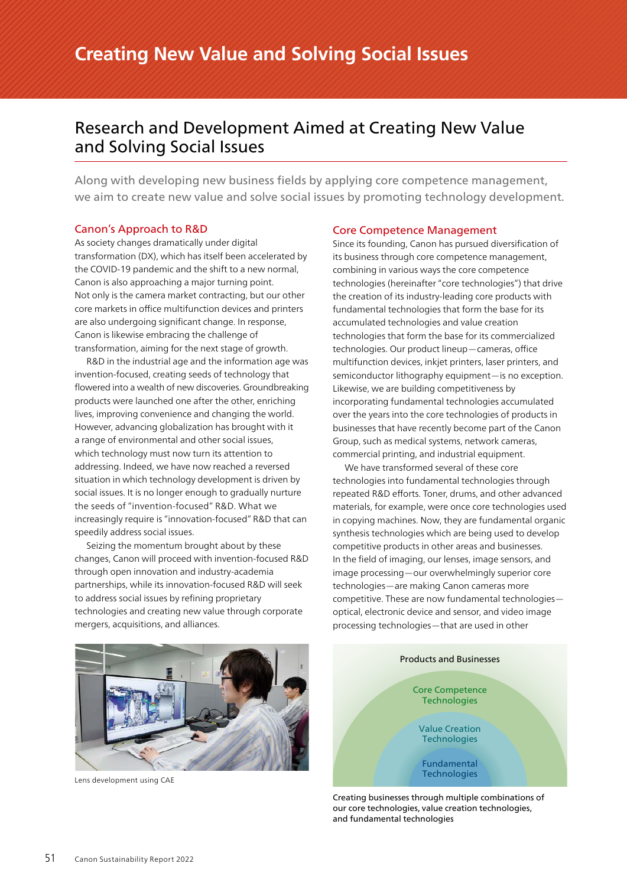# Creating New Value and Solving Social Issues

## Research and Development Aimed at Creating New Value and Solving Social Issues

Along with developing new business fields by applying core competence management, we aim to create new value and solve social issues by promoting technology development.

### Canon's Approach to R&D

As society changes dramatically under digital transformation (DX), which has itself been accelerated by the COVID-19 pandemic and the shift to a new normal, Canon is also approaching a major turning point. Not only is the camera market contracting, but our other core markets in office multifunction devices and printers are also undergoing significant change. In response, Canon is likewise embracing the challenge of transformation, aiming for the next stage of growth.

R&D in the industrial age and the information age was invention-focused, creating seeds of technology that flowered into a wealth of new discoveries. Groundbreaking products were launched one after the other, enriching lives, improving convenience and changing the world. However, advancing globalization has brought with it a range of environmental and other social issues, which technology must now turn its attention to addressing. Indeed, we have now reached a reversed situation in which technology development is driven by social issues. It is no longer enough to gradually nurture the seeds of "invention-focused" R&D. What we increasingly require is "innovation-focused" R&D that can speedily address social issues.

Seizing the momentum brought about by these changes, Canon will proceed with invention-focused R&D through open innovation and industry-academia partnerships, while its innovation-focused R&D will seek to address social issues by refining proprietary technologies and creating new value through corporate mergers, acquisitions, and alliances.

Lens development using CAE

### Core Competence Management

Since its founding, Canon has pursued diversification of its business through core competence management, combining in various ways the core competence technologies (hereinafter "core technologies") that drive the creation of its industry-leading core products with fundamental technologies that form the base for its accumulated technologies and value creation technologies that form the base for its commercialized technologies. Our product lineup—cameras, office multifunction devices, inkjet printers, laser printers, and semiconductor lithography equipment—is no exception. Likewise, we are building competitiveness by incorporating fundamental technologies accumulated over the years into the core technologies of products in businesses that have recently become part of the Canon Group, such as medical systems, network cameras, commercial printing, and industrial equipment.

We have transformed several of these core technologies into fundamental technologies through repeated R&D efforts. Toner, drums, and other advanced materials, for example, were once core technologies used in copying machines. Now, they are fundamental organic synthesis technologies which are being used to develop competitive products in other areas and businesses. In the field of imaging, our lenses, image sensors, and image processing—our overwhelmingly superior core technologies—are making Canon cameras more competitive. These are now fundamental technologies—optical, electronic device and sensor, and video image processing technologies—that are used in other

Products and Businesses

Core Competence Technologies

Value Creation Technologies

Fundamental Technologies

Creating businesses through multiple combinations of our core technologies, value creation technologies, and fundamental technologies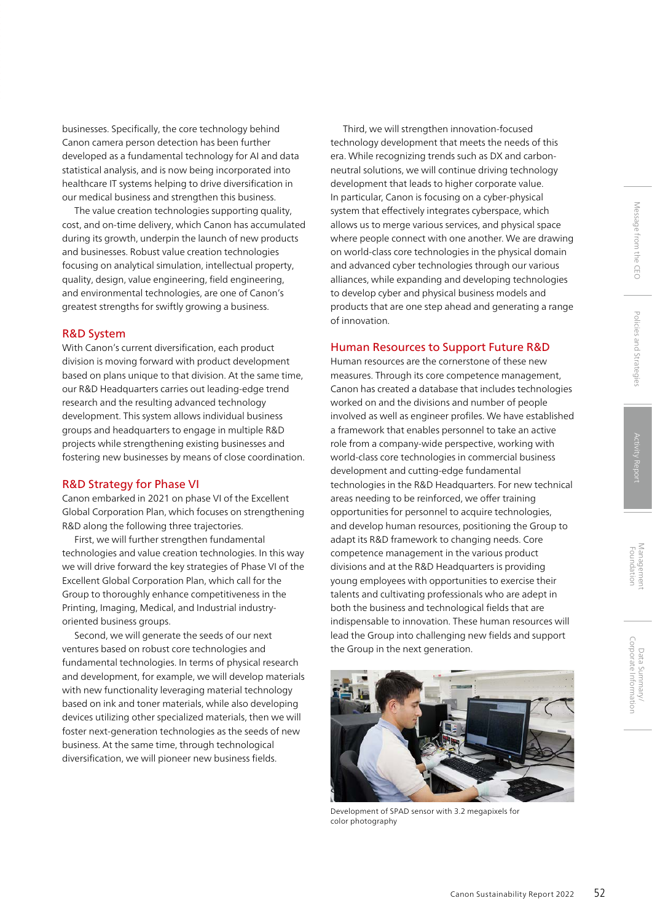businesses. Specifically, the core technology behind Canon camera person detection has been further developed as a fundamental technology for AI and data statistical analysis, and is now being incorporated into healthcare IT systems helping to drive diversification in our medical business and strengthen this business.

The value creation technologies supporting quality, cost, and on-time delivery, which Canon has accumulated during its growth, underpin the launch of new products and businesses. Robust value creation technologies focusing on analytical simulation, intellectual property, quality, design, value engineering, field engineering, and environmental technologies, are one of Canon's greatest strengths for swiftly growing a business.

## R&D System

With Canon's current diversification, each product division is moving forward with product development based on plans unique to that division. At the same time, our R&D Headquarters carries out leading-edge trend research and the resulting advanced technology development. This system allows individual business groups and headquarters to engage in multiple R&D projects while strengthening existing businesses and fostering new businesses by means of close coordination.

## R&D Strategy for Phase VI

Canon embarked in 2021 on phase VI of the Excellent Global Corporation Plan, which focuses on strengthening R&D along the following three trajectories.

First, we will further strengthen fundamental technologies and value creation technologies. In this way we will drive forward the key strategies of Phase VI of the Excellent Global Corporation Plan, which call for the Group to thoroughly enhance competitiveness in the Printing, Imaging, Medical, and Industrial industry-oriented business groups.

Second, we will generate the seeds of our next ventures based on robust core technologies and fundamental technologies. In terms of physical research and development, for example, we will develop materials with new functionality leveraging material technology based on ink and toner materials, while also developing devices utilizing other specialized materials, then we will foster next-generation technologies as the seeds of new business. At the same time, through technological diversification, we will pioneer new business fields.

Third, we will strengthen innovation-focused technology development that meets the needs of this era. While recognizing trends such as DX and carbon-neutral solutions, we will continue driving technology development that leads to higher corporate value. In particular, Canon is focusing on a cyber-physical system that effectively integrates cyberspace, which allows us to merge various services, and physical space where people connect with one another. We are drawing on world-class core technologies in the physical domain and advanced cyber technologies through our various alliances, while expanding and developing technologies to develop cyber and physical business models and products that are one step ahead and generating a range of innovation.

## Human Resources to Support Future R&D

Human resources are the cornerstone of these new measures. Through its core competence management, Canon has created a database that includes technologies worked on and the divisions and number of people involved as well as engineer profiles. We have established a framework that enables personnel to take an active role from a company-wide perspective, working with world-class core technologies in commercial business development and cutting-edge fundamental technologies in the R&D Headquarters. For new technical areas needing to be reinforced, we offer training opportunities for personnel to acquire technologies, and develop human resources, positioning the Group to adapt its R&D framework to changing needs. Core competence management in the various product divisions and at the R&D Headquarters is providing young employees with opportunities to exercise their talents and cultivating professionals who are adept in both the business and technological fields that are indispensable to innovation. These human resources will lead the Group into challenging new fields and support the Group in the next generation.

Development of SPAD sensor with 3.2 megapixels for color photography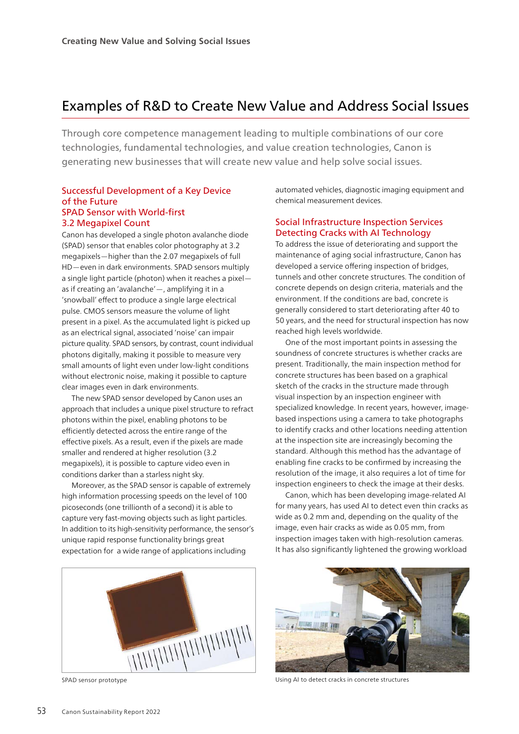# Examples of R&D to Create New Value and Address Social Issues

Through core competence management leading to multiple combinations of our core technologies, fundamental technologies, and value creation technologies, Canon is generating new businesses that will create new value and help solve social issues.

## Successful Development of a Key Device of the Future SPAD Sensor with World-first 3.2 Megapixel Count

Canon has developed a single photon avalanche diode (SPAD) sensor that enables color photography at 3.2 megapixels—higher than the 2.07 megapixels of full HD—even in dark environments. SPAD sensors multiply a single light particle (photon) when it reaches a pixel—as if creating an 'avalanche'—, amplifying it in a 'snowball' effect to produce a single large electrical pulse. CMOS sensors measure the volume of light present in a pixel. As the accumulated light is picked up as an electrical signal, associated 'noise' can impair picture quality. SPAD sensors, by contrast, count individual photons digitally, making it possible to measure very small amounts of light even under low-light conditions without electronic noise, making it possible to capture clear images even in dark environments.

The new SPAD sensor developed by Canon uses an approach that includes a unique pixel structure to refract photons within the pixel, enabling photons to be efficiently detected across the entire range of the effective pixels. As a result, even if the pixels are made smaller and rendered at higher resolution (3.2 megapixels), it is possible to capture video even in conditions darker than a starless night sky.

Moreover, as the SPAD sensor is capable of extremely high information processing speeds on the level of 100 picoseconds (one trillionth of a second) it is able to capture very fast-moving objects such as light particles. In addition to its high-sensitivity performance, the sensor's unique rapid response functionality brings great expectation for a wide range of applications including automated vehicles, diagnostic imaging equipment and chemical measurement devices.

SPAD sensor prototype

## Social Infrastructure Inspection Services Detecting Cracks with AI Technology

To address the issue of deteriorating and support the maintenance of aging social infrastructure, Canon has developed a service offering inspection of bridges, tunnels and other concrete structures. The condition of concrete depends on design criteria, materials and the environment. If the conditions are bad, concrete is generally considered to start deteriorating after 40 to 50 years, and the need for structural inspection has now reached high levels worldwide.

One of the most important points in assessing the soundness of concrete structures is whether cracks are present. Traditionally, the main inspection method for concrete structures has been based on a graphical sketch of the cracks in the structure made through visual inspection by an inspection engineer with specialized knowledge. In recent years, however, image-based inspections using a camera to take photographs to identify cracks and other locations needing attention at the inspection site are increasingly becoming the standard. Although this method has the advantage of enabling fine cracks to be confirmed by increasing the resolution of the image, it also requires a lot of time for inspection engineers to check the image at their desks.

Canon, which has been developing image-related AI for many years, has used AI to detect even thin cracks as wide as 0.2 mm and, depending on the quality of the image, even hair cracks as wide as 0.05 mm, from inspection images taken with high-resolution cameras. It has also significantly lightened the growing workload

Using AI to detect cracks in concrete structures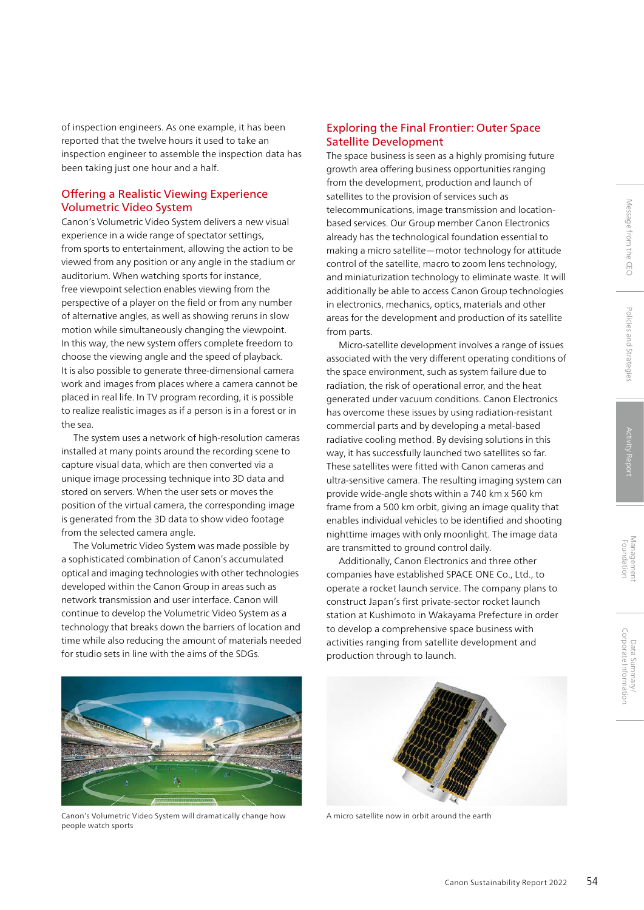of inspection engineers. As one example, it has been reported that the twelve hours it used to take an inspection engineer to assemble the inspection data has been taking just one hour and a half.

## Offering a Realistic Viewing Experience Volumetric Video System

Canon's Volumetric Video System delivers a new visual experience in a wide range of spectator settings, from sports to entertainment, allowing the action to be viewed from any position or any angle in the stadium or auditorium. When watching sports for instance, free viewpoint selection enables viewing from the perspective of a player on the field or from any number of alternative angles, as well as showing reruns in slow motion while simultaneously changing the viewpoint. In this way, the new system offers complete freedom to choose the viewing angle and the speed of playback. It is also possible to generate three-dimensional camera work and images from places where a camera cannot be placed in real life. In TV program recording, it is possible to realize realistic images as if a person is in a forest or in the sea.

The system uses a network of high-resolution cameras installed at many points around the recording scene to capture visual data, which are then converted via a unique image processing technique into 3D data and stored on servers. When the user sets or moves the position of the virtual camera, the corresponding image is generated from the 3D data to show video footage from the selected camera angle.

The Volumetric Video System was made possible by a sophisticated combination of Canon's accumulated optical and imaging technologies with other technologies developed within the Canon Group in areas such as network transmission and user interface. Canon will continue to develop the Volumetric Video System as a technology that breaks down the barriers of location and time while also reducing the amount of materials needed for studio sets in line with the aims of the SDGs.

Canon's Volumetric Video System will dramatically change how people watch sports

## Exploring the Final Frontier: Outer Space Satellite Development

The space business is seen as a highly promising future growth area offering business opportunities ranging from the development, production and launch of satellites to the provision of services such as telecommunications, image transmission and location-based services. Our Group member Canon Electronics already has the technological foundation essential to making a micro satellite—motor technology for attitude control of the satellite, macro to zoom lens technology, and miniaturization technology to eliminate waste. It will additionally be able to access Canon Group technologies in electronics, mechanics, optics, materials and other areas for the development and production of its satellite from parts.

Micro-satellite development involves a range of issues associated with the very different operating conditions of the space environment, such as system failure due to radiation, the risk of operational error, and the heat generated under vacuum conditions. Canon Electronics has overcome these issues by using radiation-resistant commercial parts and by developing a metal-based radiative cooling method. By devising solutions in this way, it has successfully launched two satellites so far. These satellites were fitted with Canon cameras and ultra-sensitive camera. The resulting imaging system can provide wide-angle shots within a 740 km x 560 km frame from a 500 km orbit, giving an image quality that enables individual vehicles to be identified and shooting nighttime images with only moonlight. The image data are transmitted to ground control daily.

Additionally, Canon Electronics and three other companies have established SPACE ONE Co., Ltd., to operate a rocket launch service. The company plans to construct Japan's first private-sector rocket launch station at Kushimoto in Wakayama Prefecture in order to develop a comprehensive space business with activities ranging from satellite development and production through to launch.

A micro satellite now in orbit around the earth